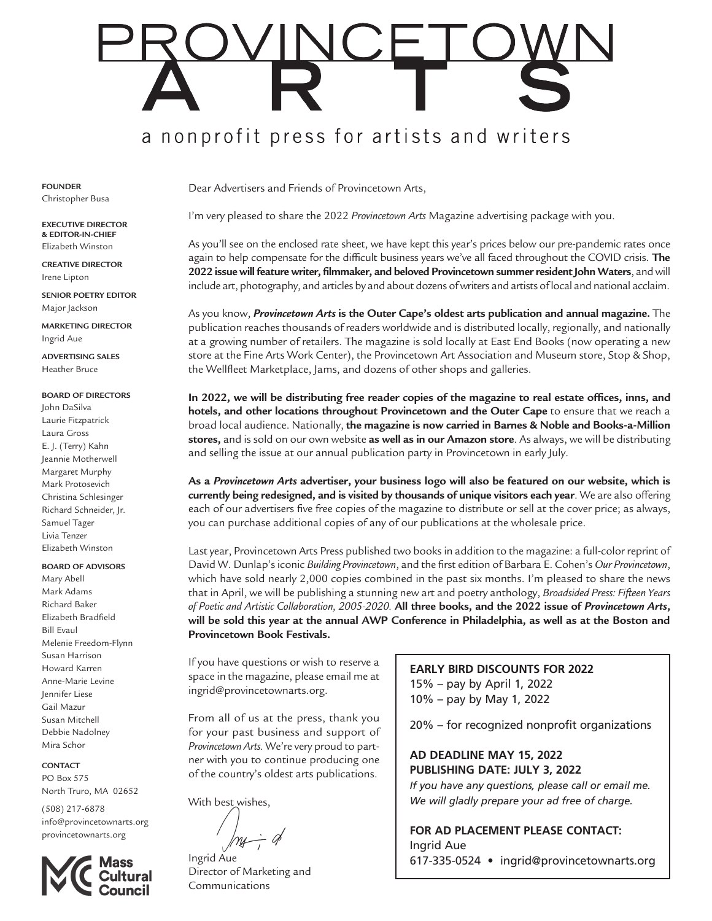# PROVINCETOWN ARTS

a nonprofit press for artists and writers

**FOUNDER**
Christopher Busa

**EXECUTIVE DIRECTOR & EDITOR-IN-CHIEF**
Elizabeth Winston

**CREATIVE DIRECTOR**
Irene Lipton

**SENIOR POETRY EDITOR**
Major Jackson

**MARKETING DIRECTOR**
Ingrid Aue

**ADVERTISING SALES**
Heather Bruce

**BOARD OF DIRECTORS**
John DaSilva
Laurie Fitzpatrick
Laura Gross
E. J. (Terry) Kahn
Jeannie Motherwell
Margaret Murphy
Mark Protosevich
Christina Schlesinger
Richard Schneider, Jr.
Samuel Tager
Livia Tenzer
Elizabeth Winston

**BOARD OF ADVISORS**
Mary Abell
Mark Adams
Richard Baker
Elizabeth Bradfield
Bill Evaul
Melenie Freedom-Flynn
Susan Harrison
Howard Karren
Anne-Marie Levine
Jennifer Liese
Gail Mazur
Susan Mitchell
Debbie Nadolney
Mira Schor

**CONTACT**
PO Box 575
North Truro, MA 02652

(508) 217-6878
info@provincetownarts.org
provincetownarts.org

Mass Cultural Council

Dear Advertisers and Friends of Provincetown Arts,

I'm very pleased to share the 2022 *Provincetown Arts* Magazine advertising package with you.

As you'll see on the enclosed rate sheet, we have kept this year's prices below our pre-pandemic rates once again to help compensate for the difficult business years we've all faced throughout the COVID crisis. **The 2022 issue will feature writer, filmmaker, and beloved Provincetown summer resident John Waters**, and will include art, photography, and articles by and about dozens of writers and artists of local and national acclaim.

As you know, ***Provincetown Arts* is the Outer Cape's oldest arts publication and annual magazine.** The publication reaches thousands of readers worldwide and is distributed locally, regionally, and nationally at a growing number of retailers. The magazine is sold locally at East End Books (now operating a new store at the Fine Arts Work Center), the Provincetown Art Association and Museum store, Stop & Shop, the Wellfleet Marketplace, Jams, and dozens of other shops and galleries.

**In 2022, we will be distributing free reader copies of the magazine to real estate offices, inns, and hotels, and other locations throughout Provincetown and the Outer Cape** to ensure that we reach a broad local audience. Nationally, **the magazine is now carried in Barnes & Noble and Books-a-Million stores,** and is sold on our own website **as well as in our Amazon store**. As always, we will be distributing and selling the issue at our annual publication party in Provincetown in early July.

**As a *Provincetown Arts* advertiser, your business logo will also be featured on our website, which is currently being redesigned, and is visited by thousands of unique visitors each year**. We are also offering each of our advertisers five free copies of the magazine to distribute or sell at the cover price; as always, you can purchase additional copies of any of our publications at the wholesale price.

Last year, Provincetown Arts Press published two books in addition to the magazine: a full-color reprint of David W. Dunlap's iconic *Building Provincetown*, and the first edition of Barbara E. Cohen's *Our Provincetown*, which have sold nearly 2,000 copies combined in the past six months. I'm pleased to share the news that in April, we will be publishing a stunning new art and poetry anthology, *Broadsided Press: Fifteen Years of Poetic and Artistic Collaboration, 2005-2020.* **All three books, and the 2022 issue of *Provincetown Arts*, will be sold this year at the annual AWP Conference in Philadelphia, as well as at the Boston and Provincetown Book Festivals.**

If you have questions or wish to reserve a space in the magazine, please email me at ingrid@provincetownarts.org.

From all of us at the press, thank you for your past business and support of *Provincetown Arts.* We're very proud to partner with you to continue producing one of the country's oldest arts publications.

With best wishes,

Ingrid Aue
Director of Marketing and Communications

**EARLY BIRD DISCOUNTS FOR 2022**
15% – pay by April 1, 2022
10% – pay by May 1, 2022

20% – for recognized nonprofit organizations

**AD DEADLINE MAY 15, 2022**
**PUBLISHING DATE: JULY 3, 2022**
*If you have any questions, please call or email me. We will gladly prepare your ad free of charge.*

**FOR AD PLACEMENT PLEASE CONTACT:**
Ingrid Aue
617-335-0524 • ingrid@provincetownarts.org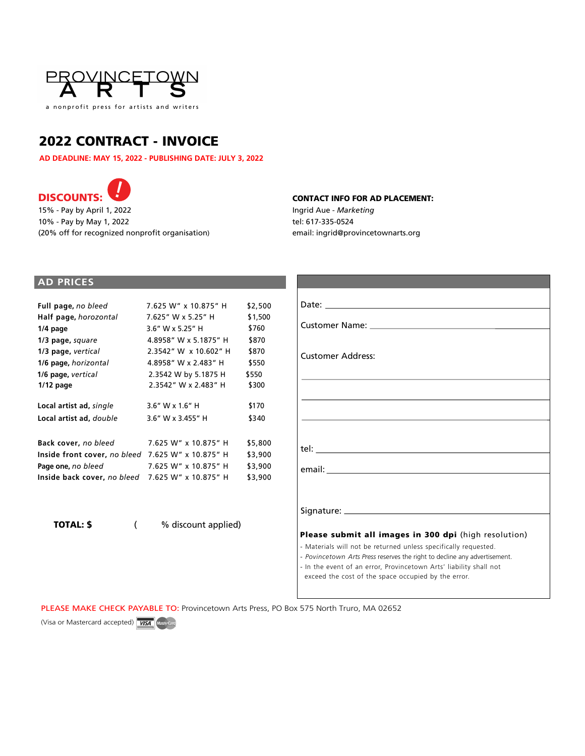PROVINCETOWN
ARTS

a nonprofit press for artists and writers

# 2022 CONTRACT - INVOICE

**AD DEADLINE: MAY 15, 2022 - PUBLISHING DATE: JULY 3, 2022**

## DISCOUNTS: !

15% - Pay by April 1, 2022
10% - Pay by May 1, 2022
(20% off for recognized nonprofit organisation)

**CONTACT INFO FOR AD PLACEMENT:**
Ingrid Aue - *Marketing*
tel: 617-335-0524
email: ingrid@provincetownarts.org

## AD PRICES

| | | |
|---|---|---|
| **Full page,** *no bleed* | 7.625" W" x 10.875" H | $2,500 |
| **Half page,** *horozontal* | 7.625" W x 5.25" H | $1,500 |
| **1/4 page** | 3.6" W x 5.25" H | $760 |
| **1/3 page,** *square* | 4.8958" W x 5.1875" H | $870 |
| **1/3 page,** *vertical* | 2.3542" W x 10.602" H | $870 |
| **1/6 page,** *horizontal* | 4.8958" W x 2.483" H | $550 |
| **1/6 page,** *vertical* | 2.3542 W by 5.1875 H | $550 |
| **1/12 page** | 2.3542" W x 2.483" H | $300 |
| **Local artist ad,** *single* | 3.6" W x 1.6" H | $170 |
| **Local artist ad,** *double* | 3.6" W x 3.455" H | $340 |
| **Back cover,** *no bleed* | 7.625 W" x 10.875" H | $5,800 |
| **Inside front cover,** *no bleed* | 7.625 W" x 10.875" H | $3,900 |
| **Page one,** *no bleed* | 7.625 W" x 10.875" H | $3,900 |
| **Inside back cover,** *no bleed* | 7.625 W" x 10.875" H | $3,900 |

**TOTAL: $** ( % discount applied)

Date: \_\_\_\_\_\_\_\_\_\_\_\_\_\_\_\_\_\_\_\_

Customer Name: \_\_\_\_\_\_\_\_\_\_\_\_\_\_\_\_\_\_\_\_

Customer Address:

\_\_\_\_\_\_\_\_\_\_\_\_\_\_\_\_\_\_\_\_

\_\_\_\_\_\_\_\_\_\_\_\_\_\_\_\_\_\_\_\_

\_\_\_\_\_\_\_\_\_\_\_\_\_\_\_\_\_\_\_\_

tel: \_\_\_\_\_\_\_\_\_\_\_\_\_\_\_\_\_\_\_\_

email: \_\_\_\_\_\_\_\_\_\_\_\_\_\_\_\_\_\_\_\_

Signature: \_\_\_\_\_\_\_\_\_\_\_\_\_\_\_\_\_\_\_\_

**Please submit all images in 300 dpi** (high resolution)

- Materials will not be returned unless specifically requested.
- *Povincetown Arts Press* reserves the right to decline any advertisement.
- In the event of an error, Provincetown Arts' liability shall not exceed the cost of the space occupied by the error.

PLEASE MAKE CHECK PAYABLE TO: Provincetown Arts Press, PO Box 575 North Truro, MA 02652

(Visa or Mastercard accepted)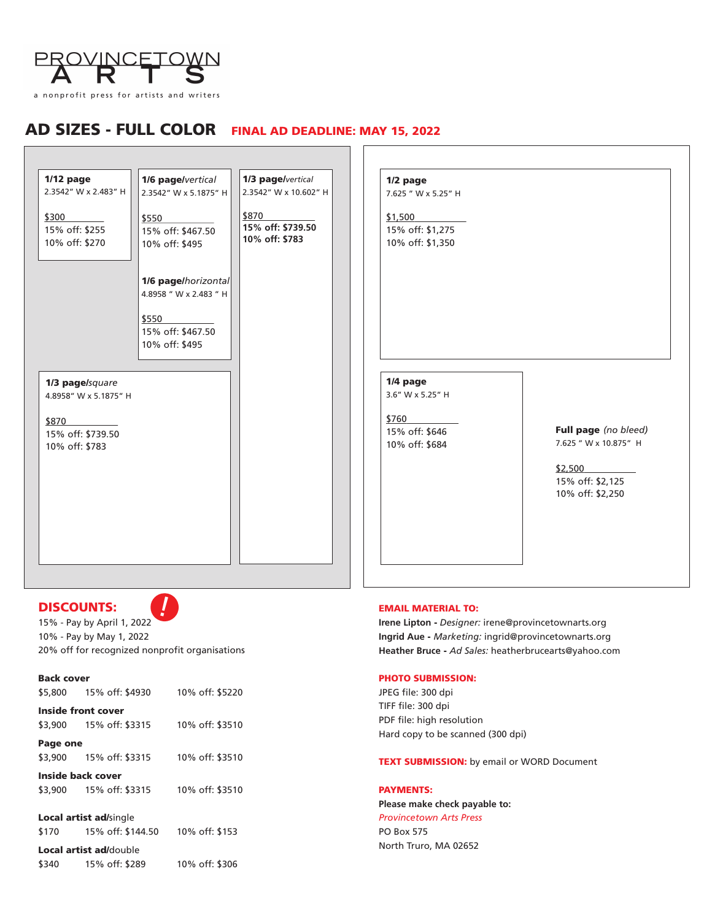PROVINCETOWN ARTS

a nonprofit press for artists and writers

# AD SIZES - FULL COLOR

**FINAL AD DEADLINE: MAY 15, 2022**

**1/12 page**
2.3542" W x 2.483" H

$300
15% off: $255
10% off: $270

**1/6 page**/*vertical*
2.3542" W x 5.1875" H

$550
15% off: $467.50
10% off: $495

**1/6 page**/*horizontal*
4.8958 " W x 2.483 " H

$550
15% off: $467.50
10% off: $495

**1/3 page**/*vertical*
2.3542" W x 10.602" H

$870
**15% off: $739.50**
**10% off: $783**

**1/3 page**/*square*
4.8958" W x 5.1875" H

$870
15% off: $739.50
10% off: $783

**1/2 page**
7.625 " W x 5.25" H

$1,500
15% off: $1,275
10% off: $1,350

**1/4 page**
3.6" W x 5.25" H

$760
15% off: $646
10% off: $684

**Full page** *(no bleed)*
7.625 " W x 10.875" H

$2,500
15% off: $2,125
10% off: $2,250

## DISCOUNTS:

15% - Pay by April 1, 2022
10% - Pay by May 1, 2022
20% off for recognized nonprofit organisations

**Back cover**
$5,800 15% off: $4930 10% off: $5220

**Inside front cover**
$3,900 15% off: $3315 10% off: $3510

**Page one**
$3,900 15% off: $3315 10% off: $3510

**Inside back cover**
$3,900 15% off: $3315 10% off: $3510

**Local artist ad**/single
$170 15% off: $144.50 10% off: $153

**Local artist ad**/double
$340 15% off: $289 10% off: $306

## EMAIL MATERIAL TO:

**Irene Lipton -** *Designer:* irene@provincetownarts.org
**Ingrid Aue -** *Marketing:* ingrid@provincetownarts.org
**Heather Bruce -** *Ad Sales:* heatherbrucearts@yahoo.com

## PHOTO SUBMISSION:

JPEG file: 300 dpi
TIFF file: 300 dpi
PDF file: high resolution
Hard copy to be scanned (300 dpi)

**TEXT SUBMISSION:** by email or WORD Document

## PAYMENTS:

**Please make check payable to:**
*Provincetown Arts Press*
PO Box 575
North Truro, MA 02652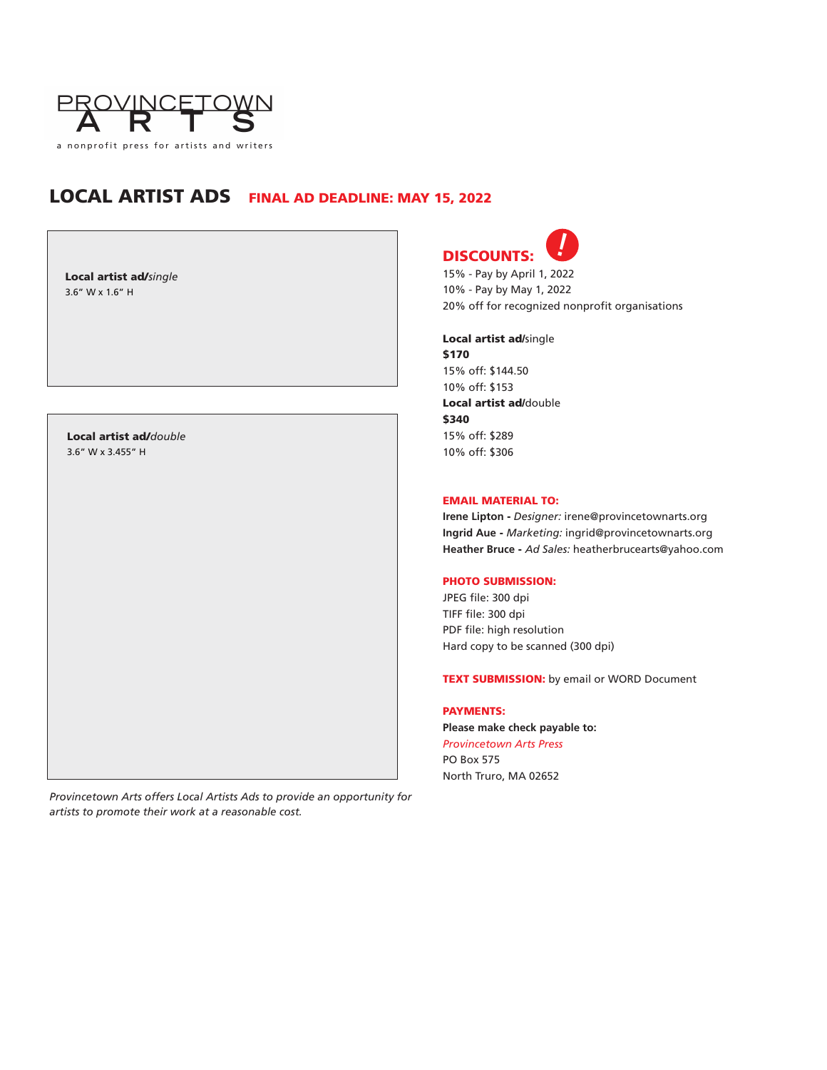PROVINCETOWN
ARTS
a nonprofit press for artists and writers

# LOCAL ARTIST ADS **FINAL AD DEADLINE: MAY 15, 2022**

**Local artist ad/***single*
3.6" W x 1.6" H

**Local artist ad/***double*
3.6" W x 3.455" H

*Provincetown Arts offers Local Artists Ads to provide an opportunity for artists to promote their work at a reasonable cost.*

## DISCOUNTS: !

15% - Pay by April 1, 2022
10% - Pay by May 1, 2022
20% off for recognized nonprofit organisations

**Local artist ad/**single
**$170**
15% off: $144.50
10% off: $153
**Local artist ad/**double
**$340**
15% off: $289
10% off: $306

**EMAIL MATERIAL TO:**
**Irene Lipton -** *Designer:* irene@provincetownarts.org
**Ingrid Aue -** *Marketing:* ingrid@provincetownarts.org
**Heather Bruce -** *Ad Sales:* heatherbrucearts@yahoo.com

**PHOTO SUBMISSION:**
JPEG file: 300 dpi
TIFF file: 300 dpi
PDF file: high resolution
Hard copy to be scanned (300 dpi)

**TEXT SUBMISSION:** by email or WORD Document

**PAYMENTS:**
**Please make check payable to:**
*Provincetown Arts Press*
PO Box 575
North Truro, MA 02652